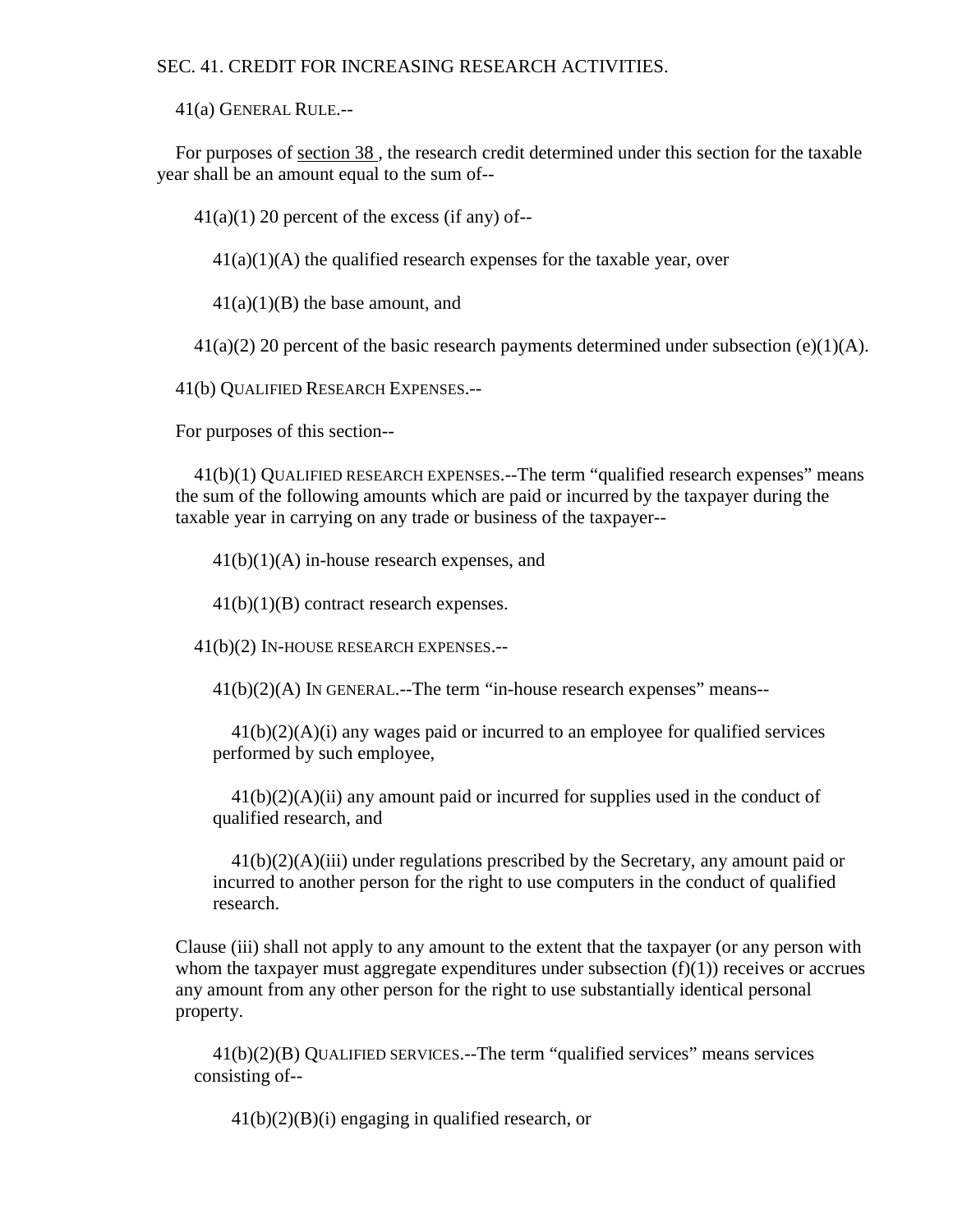# SEC. 41. CREDIT FOR INCREASING RESEARCH ACTIVITIES.

41(a) GENERAL RULE.--

For purposes of section 38 , the research credit determined under this section for the taxable year shall be an amount equal to the sum of--

41(a)(1) 20 percent of the excess (if any) of--

41(a)(1)(A) the qualified research expenses for the taxable year, over

41(a)(1)(B) the base amount, and

41(a)(2) 20 percent of the basic research payments determined under subsection (e)(1)(A).

41(b) QUALIFIED RESEARCH EXPENSES.--

For purposes of this section--

41(b)(1) QUALIFIED RESEARCH EXPENSES.--The term "qualified research expenses" means the sum of the following amounts which are paid or incurred by the taxpayer during the taxable year in carrying on any trade or business of the taxpayer--

41(b)(1)(A) in-house research expenses, and

41(b)(1)(B) contract research expenses.

41(b)(2) IN-HOUSE RESEARCH EXPENSES.--

41(b)(2)(A) IN GENERAL.--The term "in-house research expenses" means--

41(b)(2)(A)(i) any wages paid or incurred to an employee for qualified services performed by such employee,

41(b)(2)(A)(ii) any amount paid or incurred for supplies used in the conduct of qualified research, and

41(b)(2)(A)(iii) under regulations prescribed by the Secretary, any amount paid or incurred to another person for the right to use computers in the conduct of qualified research.

Clause (iii) shall not apply to any amount to the extent that the taxpayer (or any person with whom the taxpayer must aggregate expenditures under subsection (f)(1)) receives or accrues any amount from any other person for the right to use substantially identical personal property.

41(b)(2)(B) QUALIFIED SERVICES.--The term "qualified services" means services consisting of--

41(b)(2)(B)(i) engaging in qualified research, or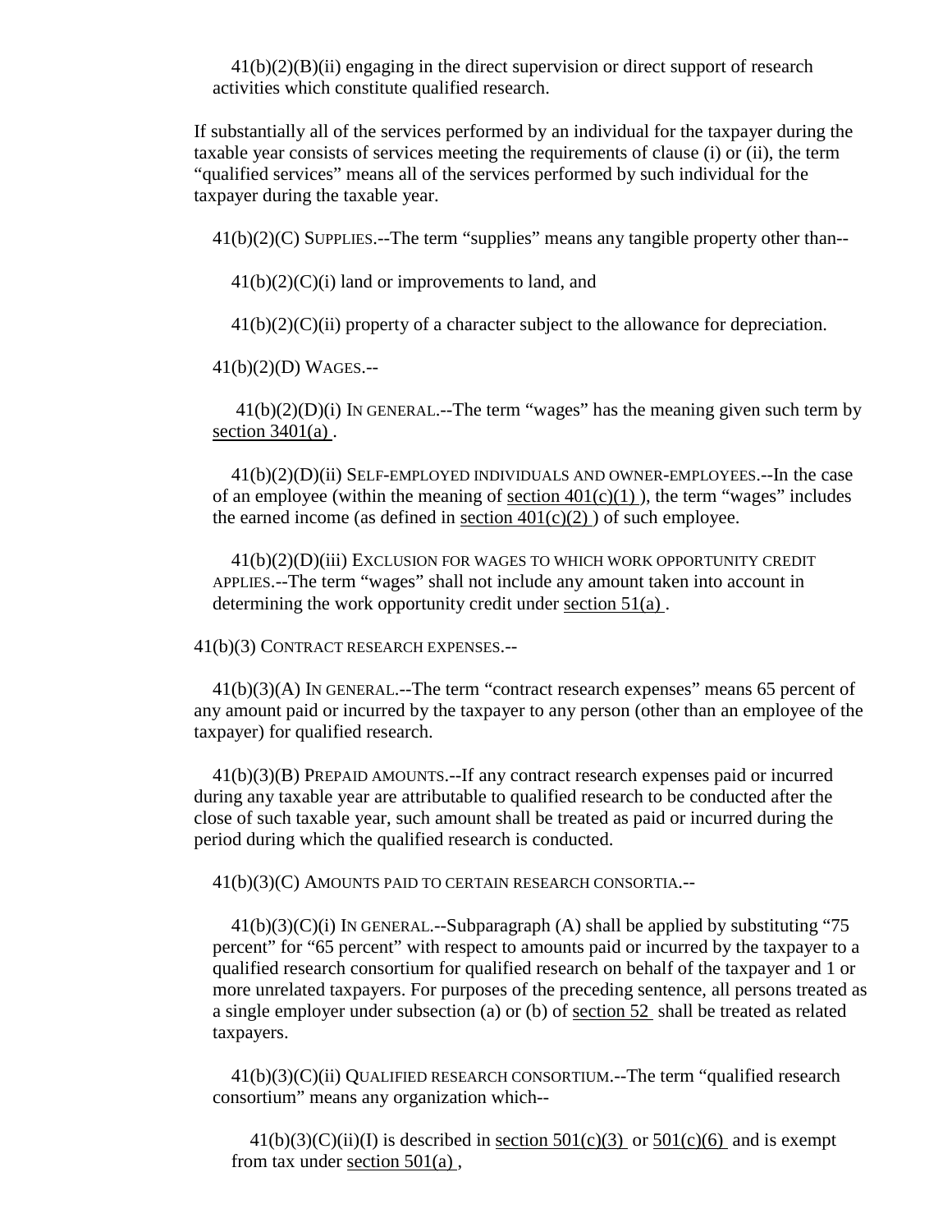41(b)(2)(B)(ii) engaging in the direct supervision or direct support of research activities which constitute qualified research.

If substantially all of the services performed by an individual for the taxpayer during the taxable year consists of services meeting the requirements of clause (i) or (ii), the term “qualified services” means all of the services performed by such individual for the taxpayer during the taxable year.

41(b)(2)(C) SUPPLIES.--The term “supplies” means any tangible property other than--

41(b)(2)(C)(i) land or improvements to land, and

41(b)(2)(C)(ii) property of a character subject to the allowance for depreciation.

41(b)(2)(D) WAGES.--

41(b)(2)(D)(i) IN GENERAL.--The term “wages” has the meaning given such term by section 3401(a) .

41(b)(2)(D)(ii) SELF-EMPLOYED INDIVIDUALS AND OWNER-EMPLOYEES.--In the case of an employee (within the meaning of section 401(c)(1) ), the term “wages” includes the earned income (as defined in section 401(c)(2) ) of such employee.

41(b)(2)(D)(iii) EXCLUSION FOR WAGES TO WHICH WORK OPPORTUNITY CREDIT APPLIES.--The term “wages” shall not include any amount taken into account in determining the work opportunity credit under section 51(a) .

41(b)(3) CONTRACT RESEARCH EXPENSES.--

41(b)(3)(A) IN GENERAL.--The term “contract research expenses” means 65 percent of any amount paid or incurred by the taxpayer to any person (other than an employee of the taxpayer) for qualified research.

41(b)(3)(B) PREPAID AMOUNTS.--If any contract research expenses paid or incurred during any taxable year are attributable to qualified research to be conducted after the close of such taxable year, such amount shall be treated as paid or incurred during the period during which the qualified research is conducted.

41(b)(3)(C) AMOUNTS PAID TO CERTAIN RESEARCH CONSORTIA.--

41(b)(3)(C)(i) IN GENERAL.--Subparagraph (A) shall be applied by substituting “75 percent” for “65 percent” with respect to amounts paid or incurred by the taxpayer to a qualified research consortium for qualified research on behalf of the taxpayer and 1 or more unrelated taxpayers. For purposes of the preceding sentence, all persons treated as a single employer under subsection (a) or (b) of section 52 shall be treated as related taxpayers.

41(b)(3)(C)(ii) QUALIFIED RESEARCH CONSORTIUM.--The term “qualified research consortium” means any organization which--

41(b)(3)(C)(ii)(I) is described in section 501(c)(3) or 501(c)(6) and is exempt from tax under section 501(a) ,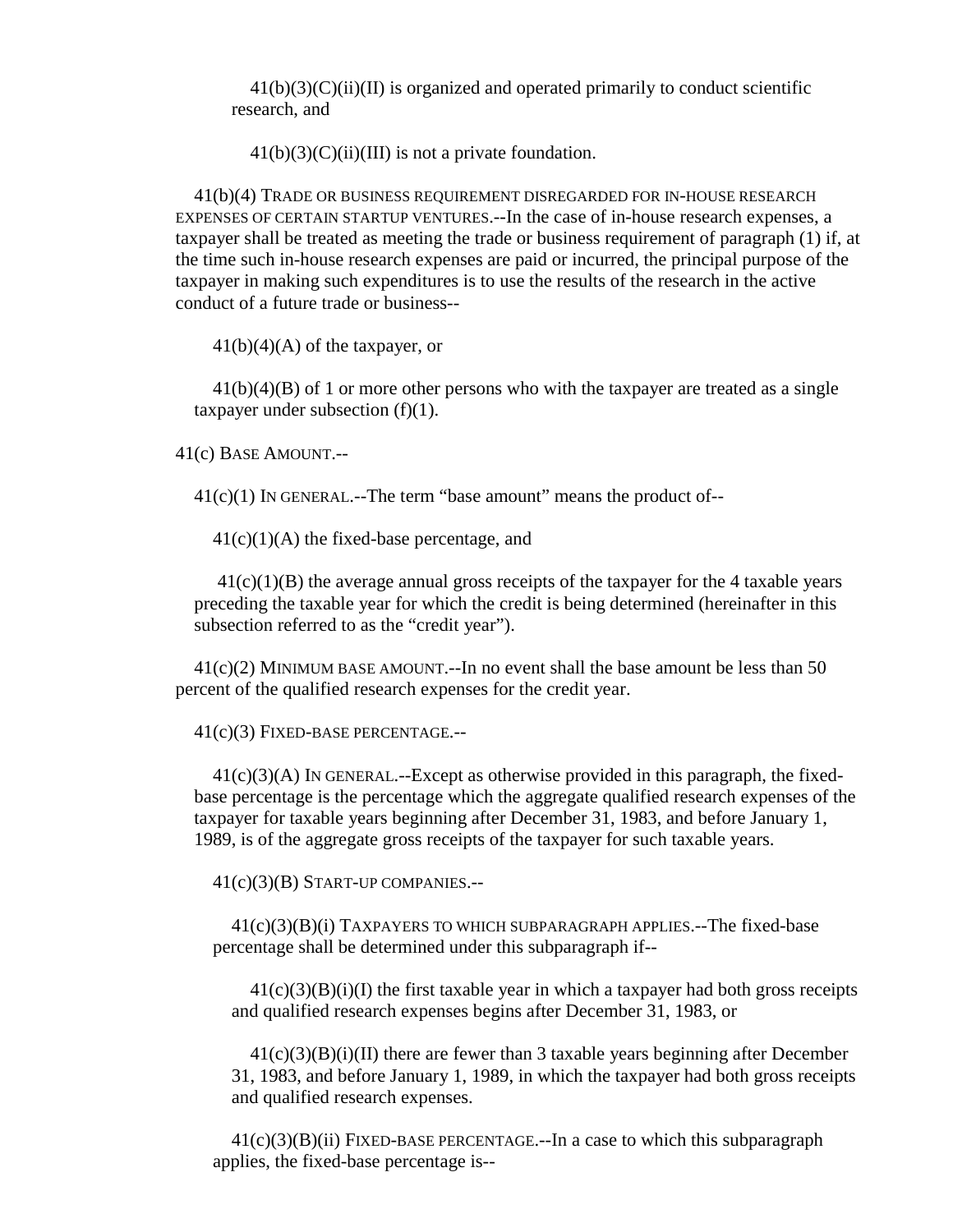41(b)(3)(C)(ii)(II) is organized and operated primarily to conduct scientific research, and

41(b)(3)(C)(ii)(III) is not a private foundation.

41(b)(4) TRADE OR BUSINESS REQUIREMENT DISREGARDED FOR IN-HOUSE RESEARCH EXPENSES OF CERTAIN STARTUP VENTURES.--In the case of in-house research expenses, a taxpayer shall be treated as meeting the trade or business requirement of paragraph (1) if, at the time such in-house research expenses are paid or incurred, the principal purpose of the taxpayer in making such expenditures is to use the results of the research in the active conduct of a future trade or business--

41(b)(4)(A) of the taxpayer, or

41(b)(4)(B) of 1 or more other persons who with the taxpayer are treated as a single taxpayer under subsection (f)(1).

41(c) BASE AMOUNT.--

41(c)(1) IN GENERAL.--The term "base amount" means the product of--

41(c)(1)(A) the fixed-base percentage, and

41(c)(1)(B) the average annual gross receipts of the taxpayer for the 4 taxable years preceding the taxable year for which the credit is being determined (hereinafter in this subsection referred to as the "credit year").

41(c)(2) MINIMUM BASE AMOUNT.--In no event shall the base amount be less than 50 percent of the qualified research expenses for the credit year.

41(c)(3) FIXED-BASE PERCENTAGE.--

41(c)(3)(A) IN GENERAL.--Except as otherwise provided in this paragraph, the fixed-base percentage is the percentage which the aggregate qualified research expenses of the taxpayer for taxable years beginning after December 31, 1983, and before January 1, 1989, is of the aggregate gross receipts of the taxpayer for such taxable years.

41(c)(3)(B) START-UP COMPANIES.--

41(c)(3)(B)(i) TAXPAYERS TO WHICH SUBPARAGRAPH APPLIES.--The fixed-base percentage shall be determined under this subparagraph if--

41(c)(3)(B)(i)(I) the first taxable year in which a taxpayer had both gross receipts and qualified research expenses begins after December 31, 1983, or

41(c)(3)(B)(i)(II) there are fewer than 3 taxable years beginning after December 31, 1983, and before January 1, 1989, in which the taxpayer had both gross receipts and qualified research expenses.

41(c)(3)(B)(ii) FIXED-BASE PERCENTAGE.--In a case to which this subparagraph applies, the fixed-base percentage is--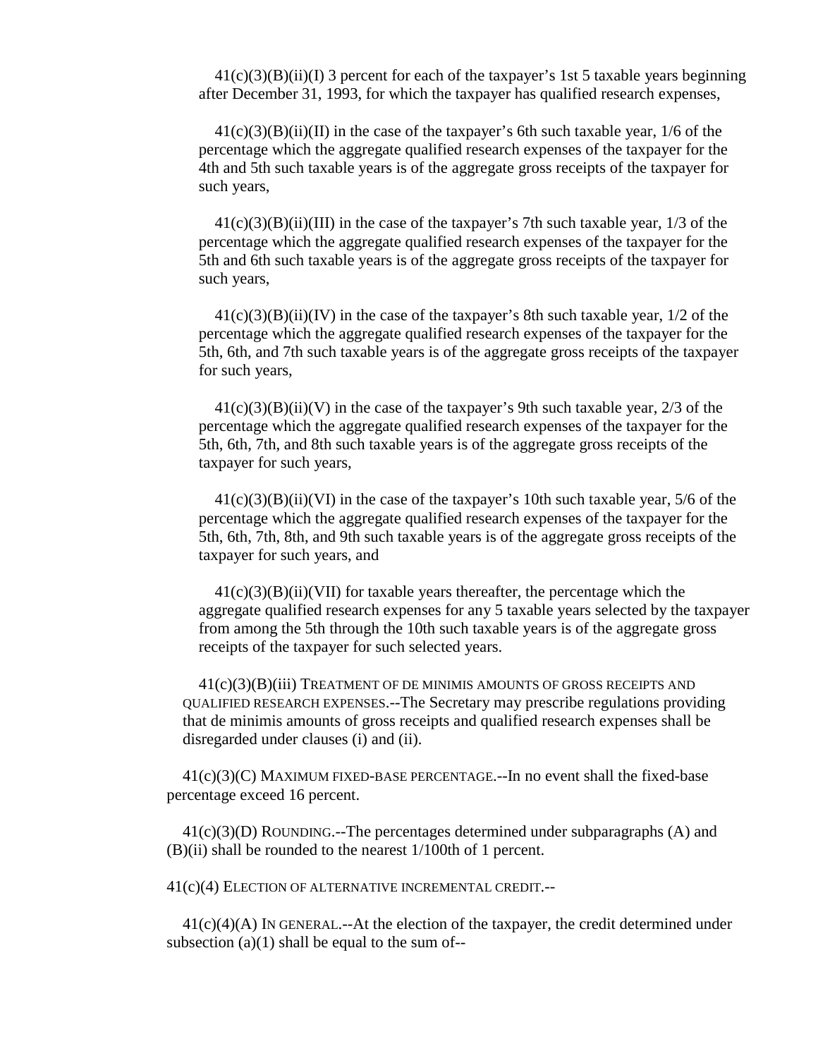41(c)(3)(B)(ii)(I) 3 percent for each of the taxpayer's 1st 5 taxable years beginning after December 31, 1993, for which the taxpayer has qualified research expenses,

41(c)(3)(B)(ii)(II) in the case of the taxpayer's 6th such taxable year, 1/6 of the percentage which the aggregate qualified research expenses of the taxpayer for the 4th and 5th such taxable years is of the aggregate gross receipts of the taxpayer for such years,

41(c)(3)(B)(ii)(III) in the case of the taxpayer's 7th such taxable year, 1/3 of the percentage which the aggregate qualified research expenses of the taxpayer for the 5th and 6th such taxable years is of the aggregate gross receipts of the taxpayer for such years,

41(c)(3)(B)(ii)(IV) in the case of the taxpayer's 8th such taxable year, 1/2 of the percentage which the aggregate qualified research expenses of the taxpayer for the 5th, 6th, and 7th such taxable years is of the aggregate gross receipts of the taxpayer for such years,

41(c)(3)(B)(ii)(V) in the case of the taxpayer's 9th such taxable year, 2/3 of the percentage which the aggregate qualified research expenses of the taxpayer for the 5th, 6th, 7th, and 8th such taxable years is of the aggregate gross receipts of the taxpayer for such years,

41(c)(3)(B)(ii)(VI) in the case of the taxpayer's 10th such taxable year, 5/6 of the percentage which the aggregate qualified research expenses of the taxpayer for the 5th, 6th, 7th, 8th, and 9th such taxable years is of the aggregate gross receipts of the taxpayer for such years, and

41(c)(3)(B)(ii)(VII) for taxable years thereafter, the percentage which the aggregate qualified research expenses for any 5 taxable years selected by the taxpayer from among the 5th through the 10th such taxable years is of the aggregate gross receipts of the taxpayer for such selected years.

41(c)(3)(B)(iii) TREATMENT OF DE MINIMIS AMOUNTS OF GROSS RECEIPTS AND QUALIFIED RESEARCH EXPENSES.--The Secretary may prescribe regulations providing that de minimis amounts of gross receipts and qualified research expenses shall be disregarded under clauses (i) and (ii).

41(c)(3)(C) MAXIMUM FIXED-BASE PERCENTAGE.--In no event shall the fixed-base percentage exceed 16 percent.

41(c)(3)(D) ROUNDING.--The percentages determined under subparagraphs (A) and (B)(ii) shall be rounded to the nearest 1/100th of 1 percent.

41(c)(4) ELECTION OF ALTERNATIVE INCREMENTAL CREDIT.--

41(c)(4)(A) IN GENERAL.--At the election of the taxpayer, the credit determined under subsection (a)(1) shall be equal to the sum of--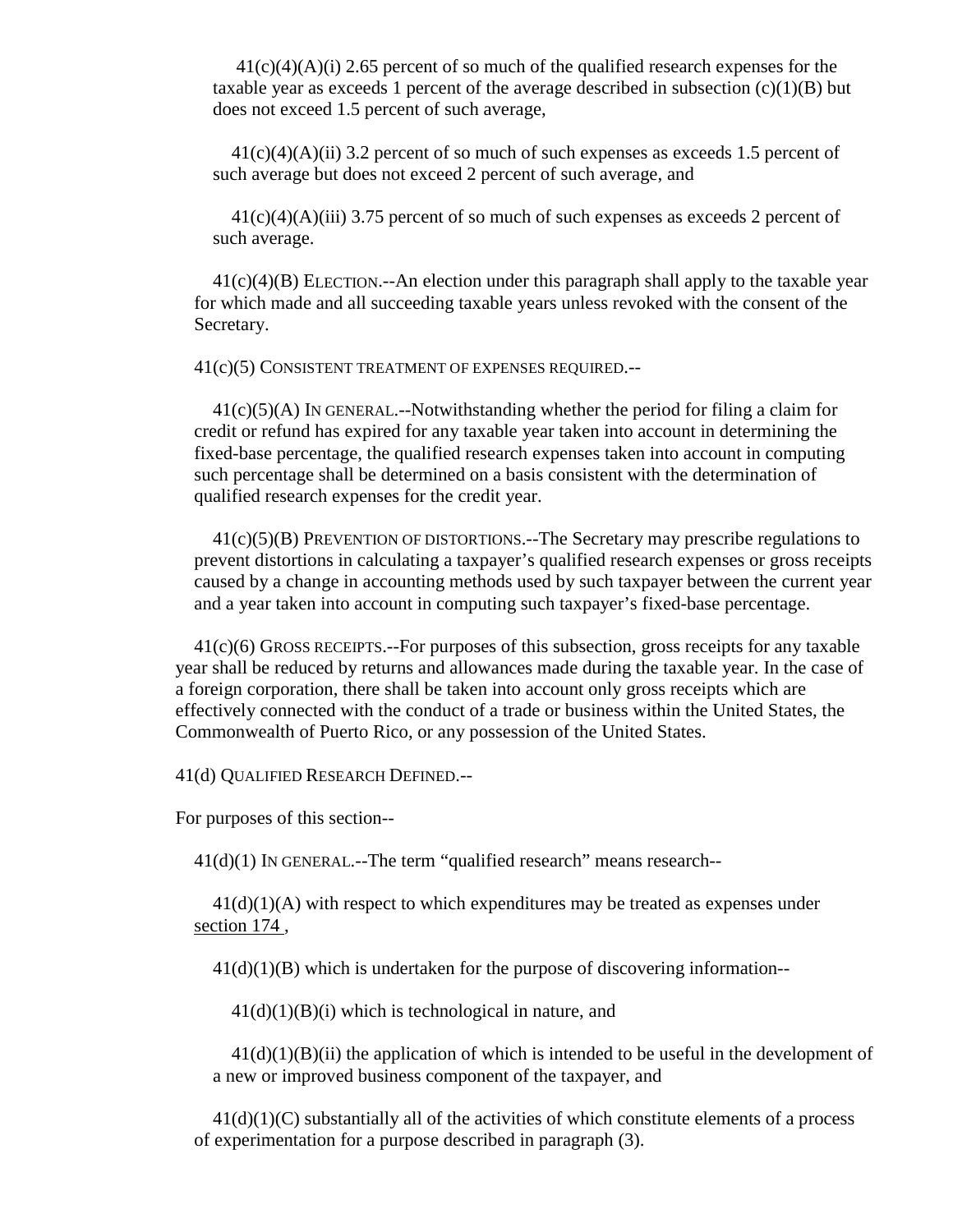41(c)(4)(A)(i) 2.65 percent of so much of the qualified research expenses for the taxable year as exceeds 1 percent of the average described in subsection (c)(1)(B) but does not exceed 1.5 percent of such average,

41(c)(4)(A)(ii) 3.2 percent of so much of such expenses as exceeds 1.5 percent of such average but does not exceed 2 percent of such average, and

41(c)(4)(A)(iii) 3.75 percent of so much of such expenses as exceeds 2 percent of such average.

41(c)(4)(B) ELECTION.--An election under this paragraph shall apply to the taxable year for which made and all succeeding taxable years unless revoked with the consent of the Secretary.

41(c)(5) CONSISTENT TREATMENT OF EXPENSES REQUIRED.--

41(c)(5)(A) IN GENERAL.--Notwithstanding whether the period for filing a claim for credit or refund has expired for any taxable year taken into account in determining the fixed-base percentage, the qualified research expenses taken into account in computing such percentage shall be determined on a basis consistent with the determination of qualified research expenses for the credit year.

41(c)(5)(B) PREVENTION OF DISTORTIONS.--The Secretary may prescribe regulations to prevent distortions in calculating a taxpayer's qualified research expenses or gross receipts caused by a change in accounting methods used by such taxpayer between the current year and a year taken into account in computing such taxpayer's fixed-base percentage.

41(c)(6) GROSS RECEIPTS.--For purposes of this subsection, gross receipts for any taxable year shall be reduced by returns and allowances made during the taxable year. In the case of a foreign corporation, there shall be taken into account only gross receipts which are effectively connected with the conduct of a trade or business within the United States, the Commonwealth of Puerto Rico, or any possession of the United States.

41(d) QUALIFIED RESEARCH DEFINED.--

For purposes of this section--

41(d)(1) IN GENERAL.--The term "qualified research" means research--

41(d)(1)(A) with respect to which expenditures may be treated as expenses under section 174 ,

41(d)(1)(B) which is undertaken for the purpose of discovering information--

41(d)(1)(B)(i) which is technological in nature, and

41(d)(1)(B)(ii) the application of which is intended to be useful in the development of a new or improved business component of the taxpayer, and

41(d)(1)(C) substantially all of the activities of which constitute elements of a process of experimentation for a purpose described in paragraph (3).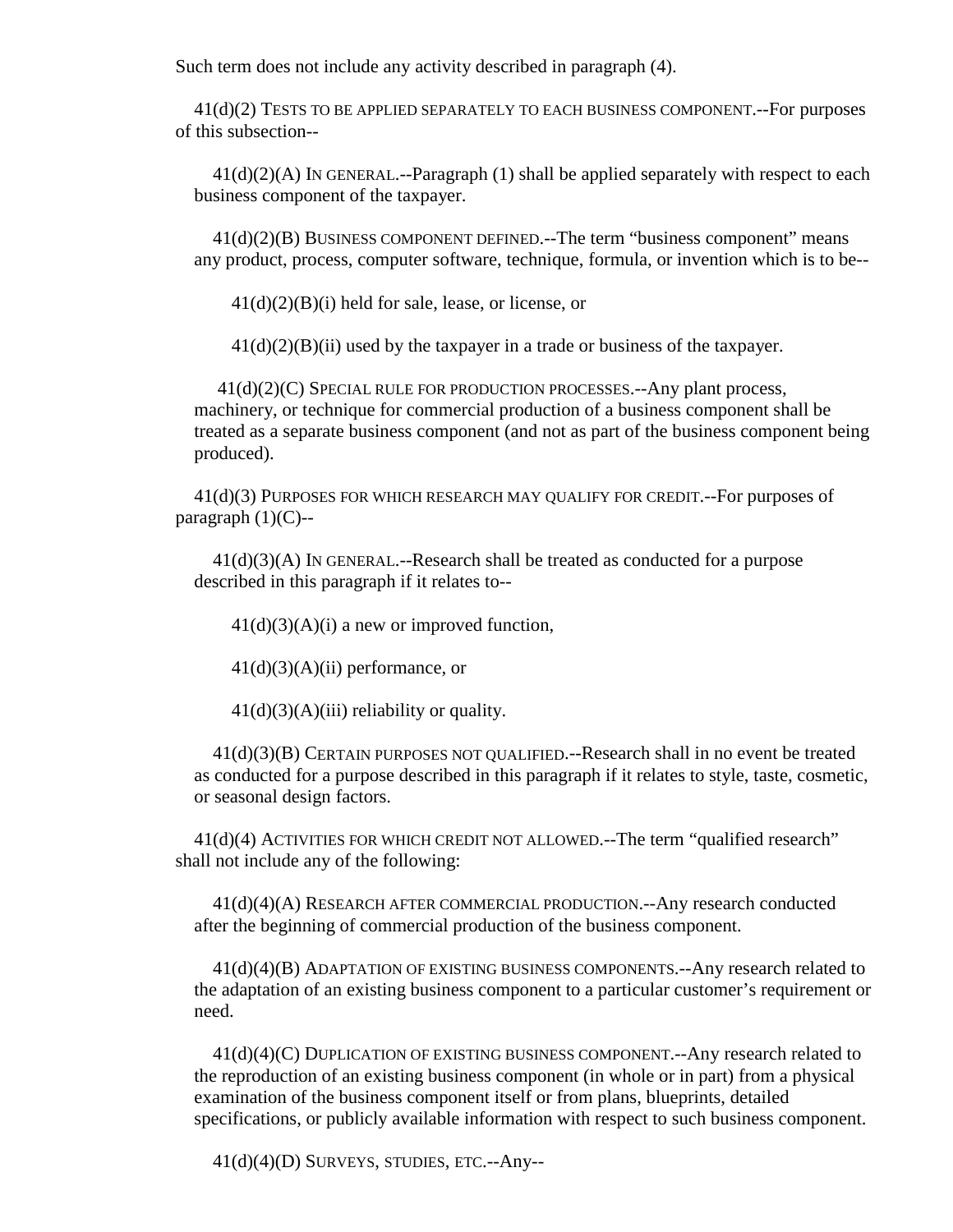Such term does not include any activity described in paragraph (4).

41(d)(2) TESTS TO BE APPLIED SEPARATELY TO EACH BUSINESS COMPONENT.--For purposes of this subsection--

41(d)(2)(A) IN GENERAL.--Paragraph (1) shall be applied separately with respect to each business component of the taxpayer.

41(d)(2)(B) BUSINESS COMPONENT DEFINED.--The term "business component" means any product, process, computer software, technique, formula, or invention which is to be--

41(d)(2)(B)(i) held for sale, lease, or license, or

41(d)(2)(B)(ii) used by the taxpayer in a trade or business of the taxpayer.

41(d)(2)(C) SPECIAL RULE FOR PRODUCTION PROCESSES.--Any plant process, machinery, or technique for commercial production of a business component shall be treated as a separate business component (and not as part of the business component being produced).

41(d)(3) PURPOSES FOR WHICH RESEARCH MAY QUALIFY FOR CREDIT.--For purposes of paragraph (1)(C)--

41(d)(3)(A) IN GENERAL.--Research shall be treated as conducted for a purpose described in this paragraph if it relates to--

41(d)(3)(A)(i) a new or improved function,

41(d)(3)(A)(ii) performance, or

41(d)(3)(A)(iii) reliability or quality.

41(d)(3)(B) CERTAIN PURPOSES NOT QUALIFIED.--Research shall in no event be treated as conducted for a purpose described in this paragraph if it relates to style, taste, cosmetic, or seasonal design factors.

41(d)(4) ACTIVITIES FOR WHICH CREDIT NOT ALLOWED.--The term "qualified research" shall not include any of the following:

41(d)(4)(A) RESEARCH AFTER COMMERCIAL PRODUCTION.--Any research conducted after the beginning of commercial production of the business component.

41(d)(4)(B) ADAPTATION OF EXISTING BUSINESS COMPONENTS.--Any research related to the adaptation of an existing business component to a particular customer's requirement or need.

41(d)(4)(C) DUPLICATION OF EXISTING BUSINESS COMPONENT.--Any research related to the reproduction of an existing business component (in whole or in part) from a physical examination of the business component itself or from plans, blueprints, detailed specifications, or publicly available information with respect to such business component.

41(d)(4)(D) SURVEYS, STUDIES, ETC.--Any--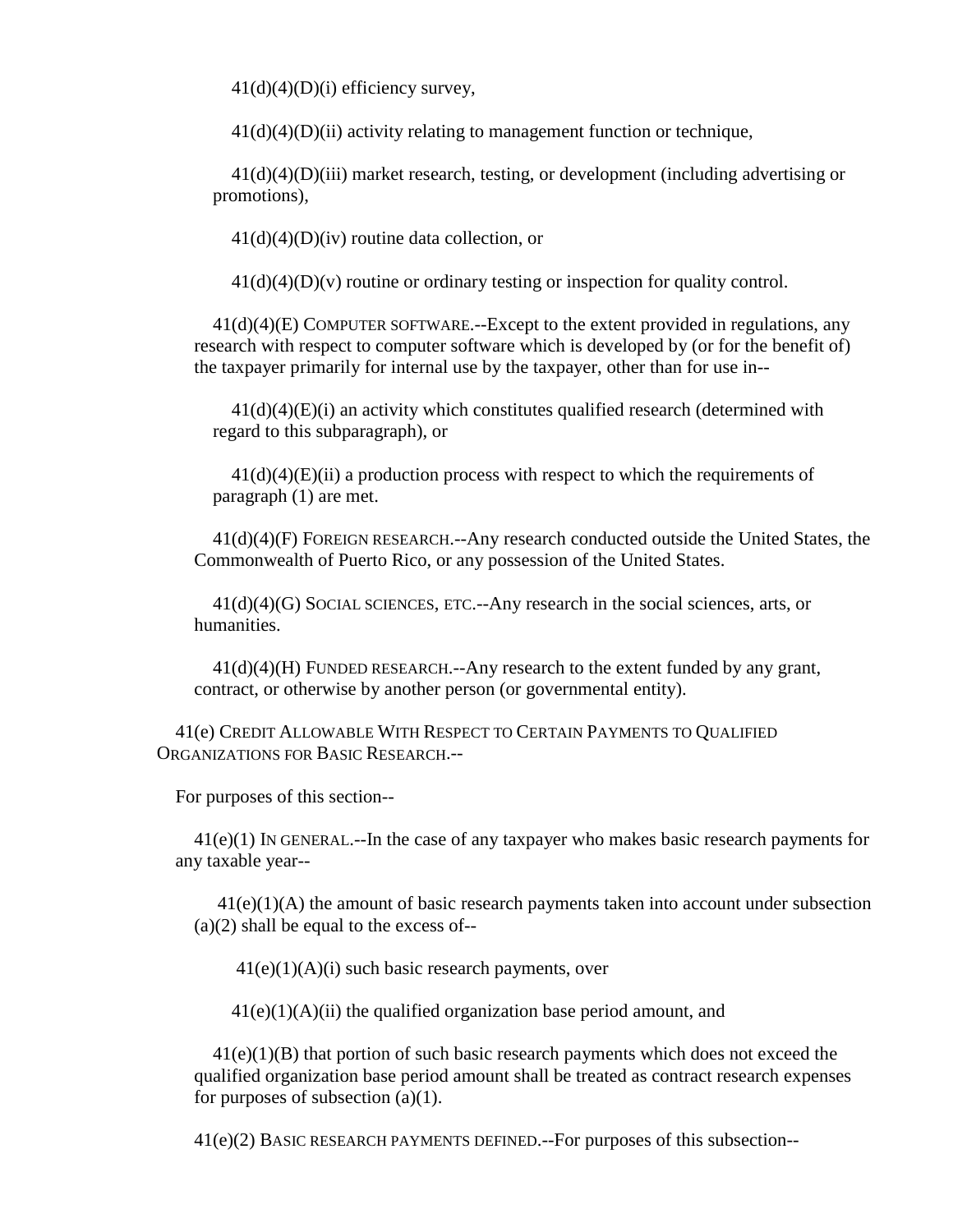41(d)(4)(D)(i) efficiency survey,

41(d)(4)(D)(ii) activity relating to management function or technique,

41(d)(4)(D)(iii) market research, testing, or development (including advertising or promotions),

41(d)(4)(D)(iv) routine data collection, or

41(d)(4)(D)(v) routine or ordinary testing or inspection for quality control.

41(d)(4)(E) COMPUTER SOFTWARE.--Except to the extent provided in regulations, any research with respect to computer software which is developed by (or for the benefit of) the taxpayer primarily for internal use by the taxpayer, other than for use in--

41(d)(4)(E)(i) an activity which constitutes qualified research (determined with regard to this subparagraph), or

41(d)(4)(E)(ii) a production process with respect to which the requirements of paragraph (1) are met.

41(d)(4)(F) FOREIGN RESEARCH.--Any research conducted outside the United States, the Commonwealth of Puerto Rico, or any possession of the United States.

41(d)(4)(G) SOCIAL SCIENCES, ETC.--Any research in the social sciences, arts, or humanities.

41(d)(4)(H) FUNDED RESEARCH.--Any research to the extent funded by any grant, contract, or otherwise by another person (or governmental entity).

41(e) CREDIT ALLOWABLE WITH RESPECT TO CERTAIN PAYMENTS TO QUALIFIED ORGANIZATIONS FOR BASIC RESEARCH.--

For purposes of this section--

41(e)(1) IN GENERAL.--In the case of any taxpayer who makes basic research payments for any taxable year--

41(e)(1)(A) the amount of basic research payments taken into account under subsection (a)(2) shall be equal to the excess of--

41(e)(1)(A)(i) such basic research payments, over

41(e)(1)(A)(ii) the qualified organization base period amount, and

41(e)(1)(B) that portion of such basic research payments which does not exceed the qualified organization base period amount shall be treated as contract research expenses for purposes of subsection (a)(1).

41(e)(2) BASIC RESEARCH PAYMENTS DEFINED.--For purposes of this subsection--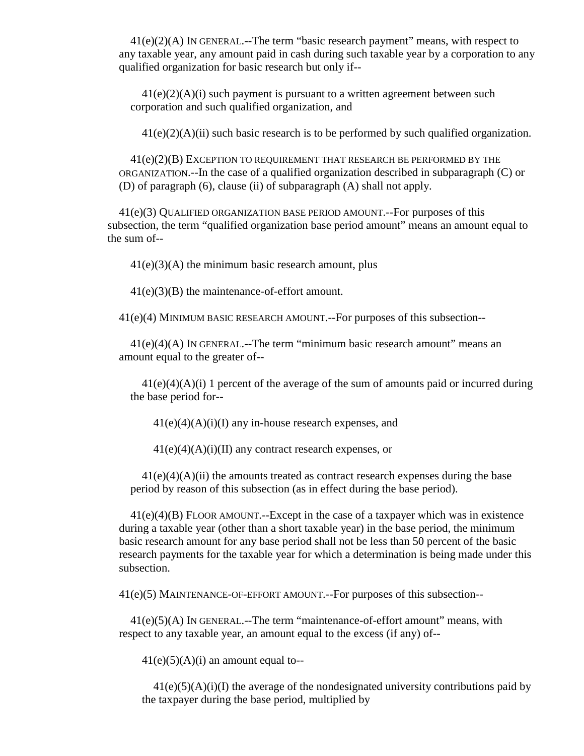41(e)(2)(A) IN GENERAL.--The term “basic research payment” means, with respect to any taxable year, any amount paid in cash during such taxable year by a corporation to any qualified organization for basic research but only if--

41(e)(2)(A)(i) such payment is pursuant to a written agreement between such corporation and such qualified organization, and

41(e)(2)(A)(ii) such basic research is to be performed by such qualified organization.

41(e)(2)(B) EXCEPTION TO REQUIREMENT THAT RESEARCH BE PERFORMED BY THE ORGANIZATION.--In the case of a qualified organization described in subparagraph (C) or (D) of paragraph (6), clause (ii) of subparagraph (A) shall not apply.

41(e)(3) QUALIFIED ORGANIZATION BASE PERIOD AMOUNT.--For purposes of this subsection, the term “qualified organization base period amount” means an amount equal to the sum of--

41(e)(3)(A) the minimum basic research amount, plus

41(e)(3)(B) the maintenance-of-effort amount.

41(e)(4) MINIMUM BASIC RESEARCH AMOUNT.--For purposes of this subsection--

41(e)(4)(A) IN GENERAL.--The term “minimum basic research amount” means an amount equal to the greater of--

41(e)(4)(A)(i) 1 percent of the average of the sum of amounts paid or incurred during the base period for--

41(e)(4)(A)(i)(I) any in-house research expenses, and

41(e)(4)(A)(i)(II) any contract research expenses, or

41(e)(4)(A)(ii) the amounts treated as contract research expenses during the base period by reason of this subsection (as in effect during the base period).

41(e)(4)(B) FLOOR AMOUNT.--Except in the case of a taxpayer which was in existence during a taxable year (other than a short taxable year) in the base period, the minimum basic research amount for any base period shall not be less than 50 percent of the basic research payments for the taxable year for which a determination is being made under this subsection.

41(e)(5) MAINTENANCE-OF-EFFORT AMOUNT.--For purposes of this subsection--

41(e)(5)(A) IN GENERAL.--The term “maintenance-of-effort amount” means, with respect to any taxable year, an amount equal to the excess (if any) of--

41(e)(5)(A)(i) an amount equal to--

41(e)(5)(A)(i)(I) the average of the nondesignated university contributions paid by the taxpayer during the base period, multiplied by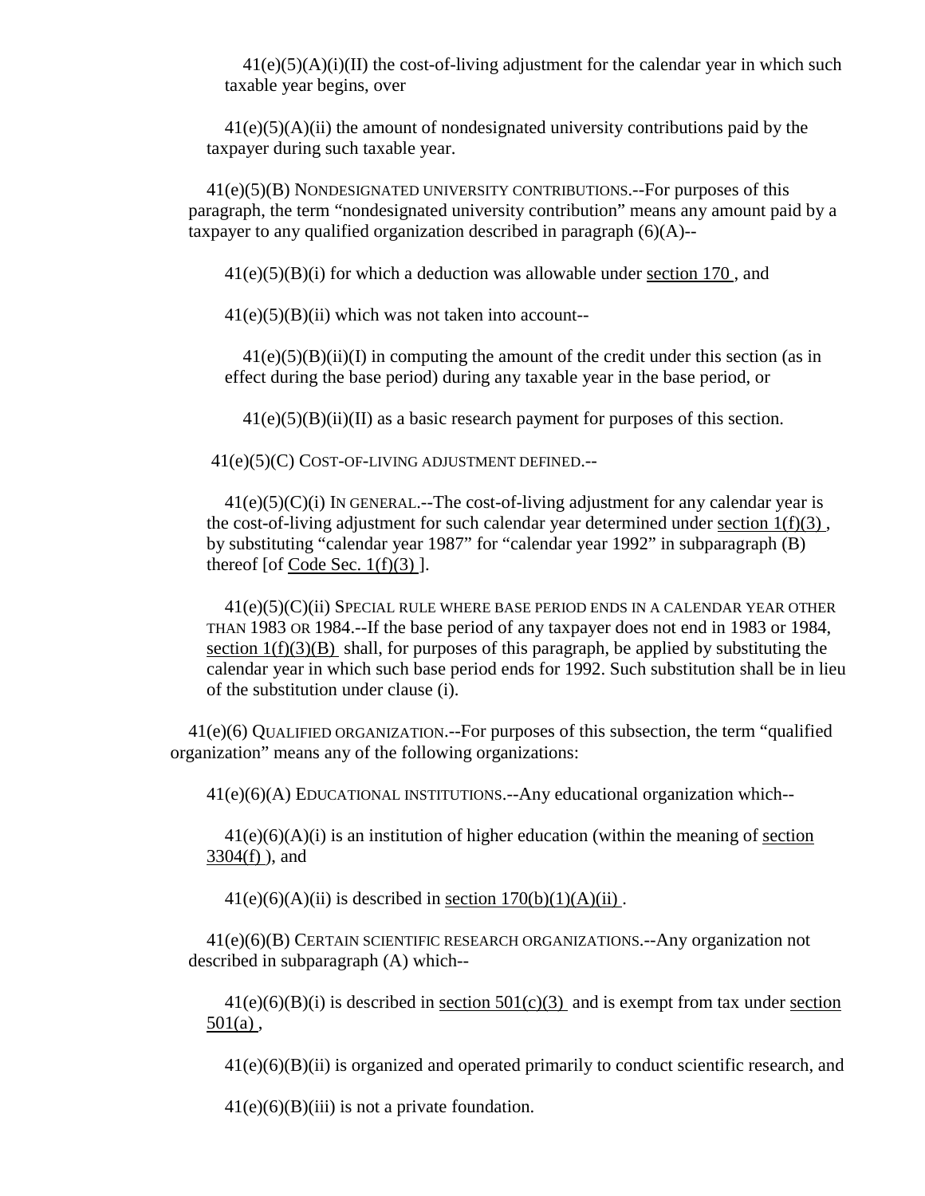41(e)(5)(A)(i)(II) the cost-of-living adjustment for the calendar year in which such taxable year begins, over

41(e)(5)(A)(ii) the amount of nondesignated university contributions paid by the taxpayer during such taxable year.

41(e)(5)(B) NONDESIGNATED UNIVERSITY CONTRIBUTIONS.--For purposes of this paragraph, the term "nondesignated university contribution" means any amount paid by a taxpayer to any qualified organization described in paragraph (6)(A)--

41(e)(5)(B)(i) for which a deduction was allowable under section 170 , and

41(e)(5)(B)(ii) which was not taken into account--

41(e)(5)(B)(ii)(I) in computing the amount of the credit under this section (as in effect during the base period) during any taxable year in the base period, or

41(e)(5)(B)(ii)(II) as a basic research payment for purposes of this section.

41(e)(5)(C) COST-OF-LIVING ADJUSTMENT DEFINED.--

41(e)(5)(C)(i) IN GENERAL.--The cost-of-living adjustment for any calendar year is the cost-of-living adjustment for such calendar year determined under section 1(f)(3) , by substituting "calendar year 1987" for "calendar year 1992" in subparagraph (B) thereof [of Code Sec. 1(f)(3) ].

41(e)(5)(C)(ii) SPECIAL RULE WHERE BASE PERIOD ENDS IN A CALENDAR YEAR OTHER THAN 1983 OR 1984.--If the base period of any taxpayer does not end in 1983 or 1984, section 1(f)(3)(B) shall, for purposes of this paragraph, be applied by substituting the calendar year in which such base period ends for 1992. Such substitution shall be in lieu of the substitution under clause (i).

41(e)(6) QUALIFIED ORGANIZATION.--For purposes of this subsection, the term "qualified organization" means any of the following organizations:

41(e)(6)(A) EDUCATIONAL INSTITUTIONS.--Any educational organization which--

41(e)(6)(A)(i) is an institution of higher education (within the meaning of section 3304(f) ), and

41(e)(6)(A)(ii) is described in section 170(b)(1)(A)(ii) .

41(e)(6)(B) CERTAIN SCIENTIFIC RESEARCH ORGANIZATIONS.--Any organization not described in subparagraph (A) which--

41(e)(6)(B)(i) is described in section 501(c)(3) and is exempt from tax under section 501(a) ,

41(e)(6)(B)(ii) is organized and operated primarily to conduct scientific research, and

41(e)(6)(B)(iii) is not a private foundation.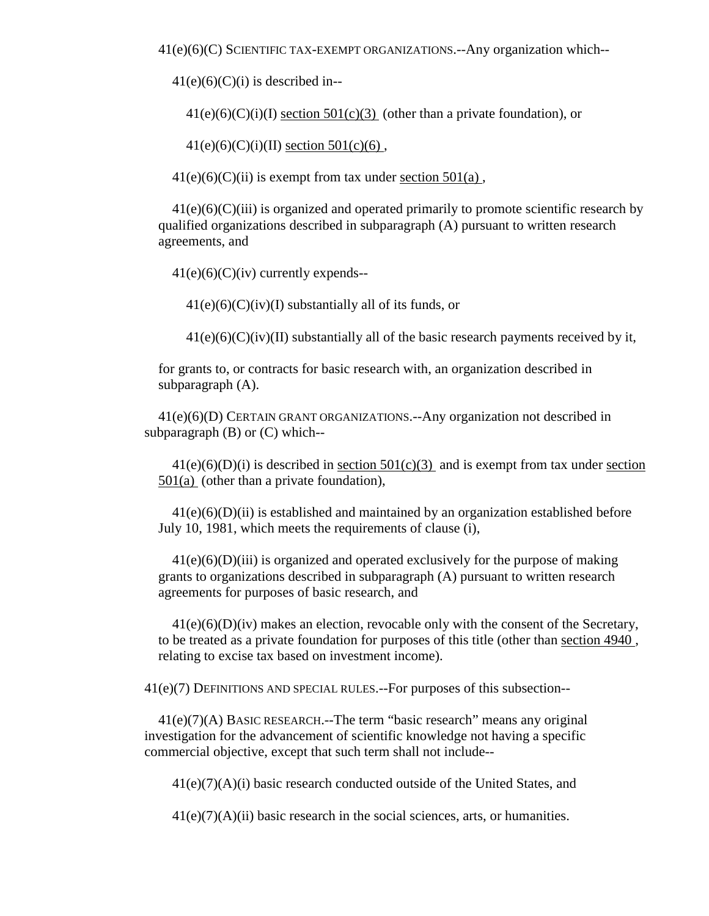41(e)(6)(C) SCIENTIFIC TAX-EXEMPT ORGANIZATIONS.--Any organization which--

41(e)(6)(C)(i) is described in--

41(e)(6)(C)(i)(I) section 501(c)(3) (other than a private foundation), or

41(e)(6)(C)(i)(II) section 501(c)(6) ,

41(e)(6)(C)(ii) is exempt from tax under section 501(a) ,

41(e)(6)(C)(iii) is organized and operated primarily to promote scientific research by qualified organizations described in subparagraph (A) pursuant to written research agreements, and

41(e)(6)(C)(iv) currently expends--

41(e)(6)(C)(iv)(I) substantially all of its funds, or

41(e)(6)(C)(iv)(II) substantially all of the basic research payments received by it,

for grants to, or contracts for basic research with, an organization described in subparagraph (A).

41(e)(6)(D) CERTAIN GRANT ORGANIZATIONS.--Any organization not described in subparagraph (B) or (C) which--

41(e)(6)(D)(i) is described in section 501(c)(3) and is exempt from tax under section 501(a) (other than a private foundation),

41(e)(6)(D)(ii) is established and maintained by an organization established before July 10, 1981, which meets the requirements of clause (i),

41(e)(6)(D)(iii) is organized and operated exclusively for the purpose of making grants to organizations described in subparagraph (A) pursuant to written research agreements for purposes of basic research, and

41(e)(6)(D)(iv) makes an election, revocable only with the consent of the Secretary, to be treated as a private foundation for purposes of this title (other than section 4940 , relating to excise tax based on investment income).

41(e)(7) DEFINITIONS AND SPECIAL RULES.--For purposes of this subsection--

41(e)(7)(A) BASIC RESEARCH.--The term "basic research" means any original investigation for the advancement of scientific knowledge not having a specific commercial objective, except that such term shall not include--

41(e)(7)(A)(i) basic research conducted outside of the United States, and

41(e)(7)(A)(ii) basic research in the social sciences, arts, or humanities.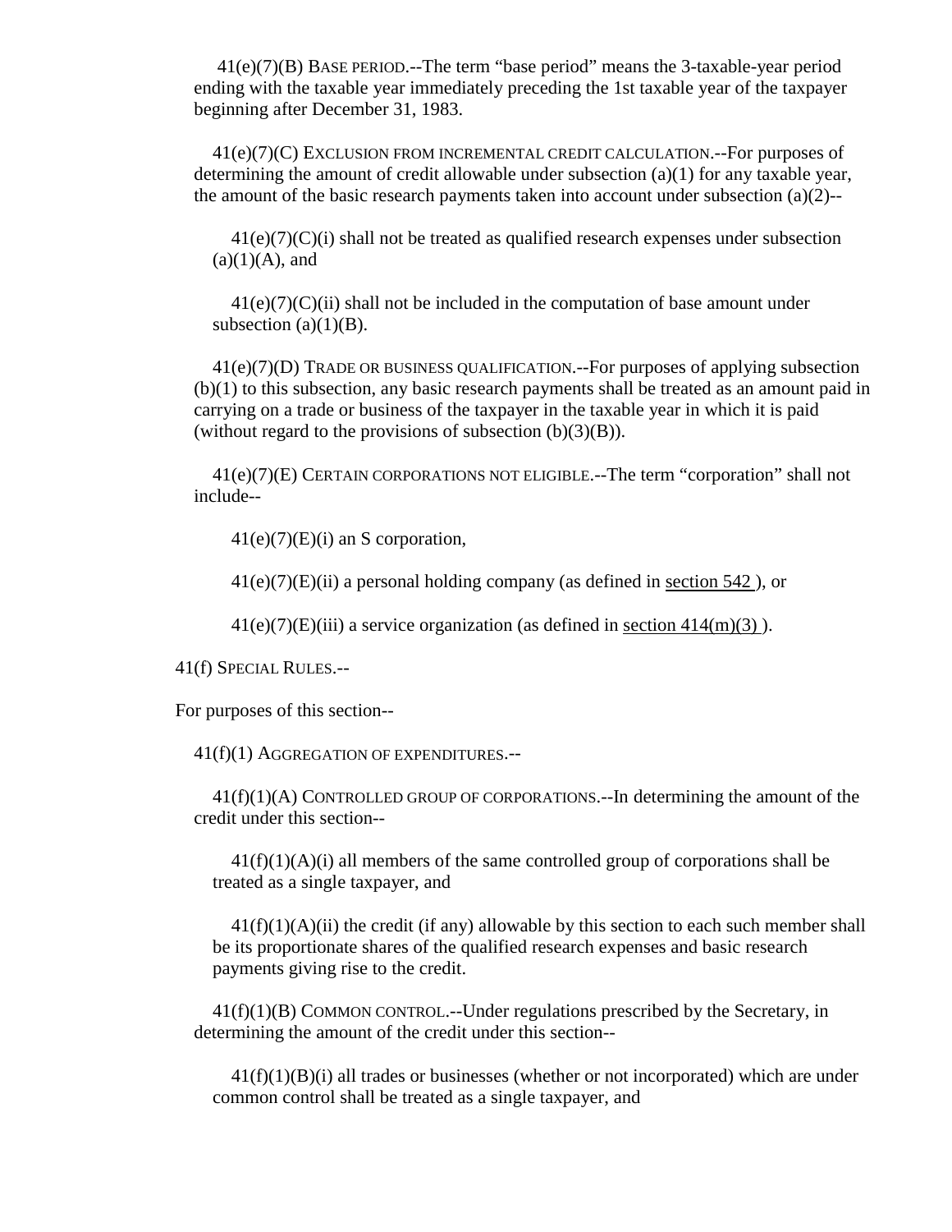41(e)(7)(B) BASE PERIOD.--The term "base period" means the 3-taxable-year period ending with the taxable year immediately preceding the 1st taxable year of the taxpayer beginning after December 31, 1983.

41(e)(7)(C) EXCLUSION FROM INCREMENTAL CREDIT CALCULATION.--For purposes of determining the amount of credit allowable under subsection (a)(1) for any taxable year, the amount of the basic research payments taken into account under subsection (a)(2)--

41(e)(7)(C)(i) shall not be treated as qualified research expenses under subsection (a)(1)(A), and

41(e)(7)(C)(ii) shall not be included in the computation of base amount under subsection (a)(1)(B).

41(e)(7)(D) TRADE OR BUSINESS QUALIFICATION.--For purposes of applying subsection (b)(1) to this subsection, any basic research payments shall be treated as an amount paid in carrying on a trade or business of the taxpayer in the taxable year in which it is paid (without regard to the provisions of subsection (b)(3)(B)).

41(e)(7)(E) CERTAIN CORPORATIONS NOT ELIGIBLE.--The term "corporation" shall not include--

41(e)(7)(E)(i) an S corporation,

41(e)(7)(E)(ii) a personal holding company (as defined in section 542 ), or

41(e)(7)(E)(iii) a service organization (as defined in section 414(m)(3) ).

41(f) SPECIAL RULES.--

For purposes of this section--

41(f)(1) AGGREGATION OF EXPENDITURES.--

41(f)(1)(A) CONTROLLED GROUP OF CORPORATIONS.--In determining the amount of the credit under this section--

41(f)(1)(A)(i) all members of the same controlled group of corporations shall be treated as a single taxpayer, and

41(f)(1)(A)(ii) the credit (if any) allowable by this section to each such member shall be its proportionate shares of the qualified research expenses and basic research payments giving rise to the credit.

41(f)(1)(B) COMMON CONTROL.--Under regulations prescribed by the Secretary, in determining the amount of the credit under this section--

41(f)(1)(B)(i) all trades or businesses (whether or not incorporated) which are under common control shall be treated as a single taxpayer, and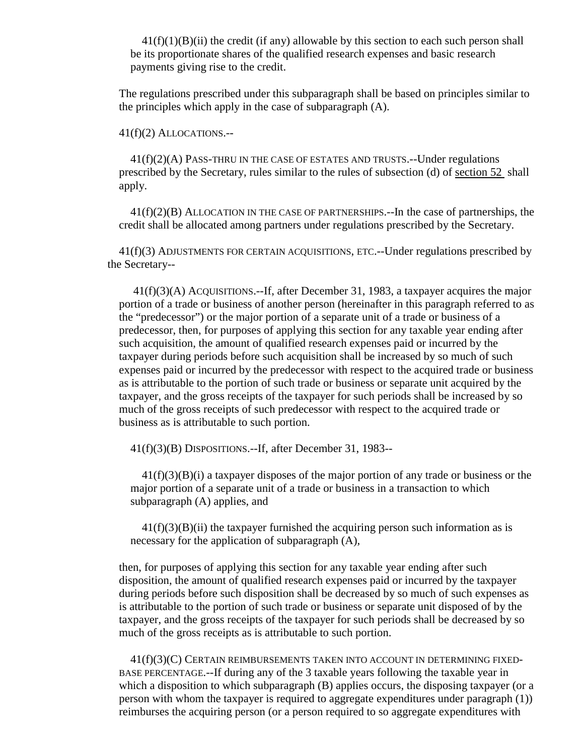41(f)(1)(B)(ii) the credit (if any) allowable by this section to each such person shall be its proportionate shares of the qualified research expenses and basic research payments giving rise to the credit.

The regulations prescribed under this subparagraph shall be based on principles similar to the principles which apply in the case of subparagraph (A).

41(f)(2) ALLOCATIONS.--

41(f)(2)(A) PASS-THRU IN THE CASE OF ESTATES AND TRUSTS.--Under regulations prescribed by the Secretary, rules similar to the rules of subsection (d) of section 52 shall apply.

41(f)(2)(B) ALLOCATION IN THE CASE OF PARTNERSHIPS.--In the case of partnerships, the credit shall be allocated among partners under regulations prescribed by the Secretary.

41(f)(3) ADJUSTMENTS FOR CERTAIN ACQUISITIONS, ETC.--Under regulations prescribed by the Secretary--

41(f)(3)(A) ACQUISITIONS.--If, after December 31, 1983, a taxpayer acquires the major portion of a trade or business of another person (hereinafter in this paragraph referred to as the "predecessor") or the major portion of a separate unit of a trade or business of a predecessor, then, for purposes of applying this section for any taxable year ending after such acquisition, the amount of qualified research expenses paid or incurred by the taxpayer during periods before such acquisition shall be increased by so much of such expenses paid or incurred by the predecessor with respect to the acquired trade or business as is attributable to the portion of such trade or business or separate unit acquired by the taxpayer, and the gross receipts of the taxpayer for such periods shall be increased by so much of the gross receipts of such predecessor with respect to the acquired trade or business as is attributable to such portion.

41(f)(3)(B) DISPOSITIONS.--If, after December 31, 1983--

41(f)(3)(B)(i) a taxpayer disposes of the major portion of any trade or business or the major portion of a separate unit of a trade or business in a transaction to which subparagraph (A) applies, and

41(f)(3)(B)(ii) the taxpayer furnished the acquiring person such information as is necessary for the application of subparagraph (A),

then, for purposes of applying this section for any taxable year ending after such disposition, the amount of qualified research expenses paid or incurred by the taxpayer during periods before such disposition shall be decreased by so much of such expenses as is attributable to the portion of such trade or business or separate unit disposed of by the taxpayer, and the gross receipts of the taxpayer for such periods shall be decreased by so much of the gross receipts as is attributable to such portion.

41(f)(3)(C) CERTAIN REIMBURSEMENTS TAKEN INTO ACCOUNT IN DETERMINING FIXED-BASE PERCENTAGE.--If during any of the 3 taxable years following the taxable year in which a disposition to which subparagraph (B) applies occurs, the disposing taxpayer (or a person with whom the taxpayer is required to aggregate expenditures under paragraph (1)) reimburses the acquiring person (or a person required to so aggregate expenditures with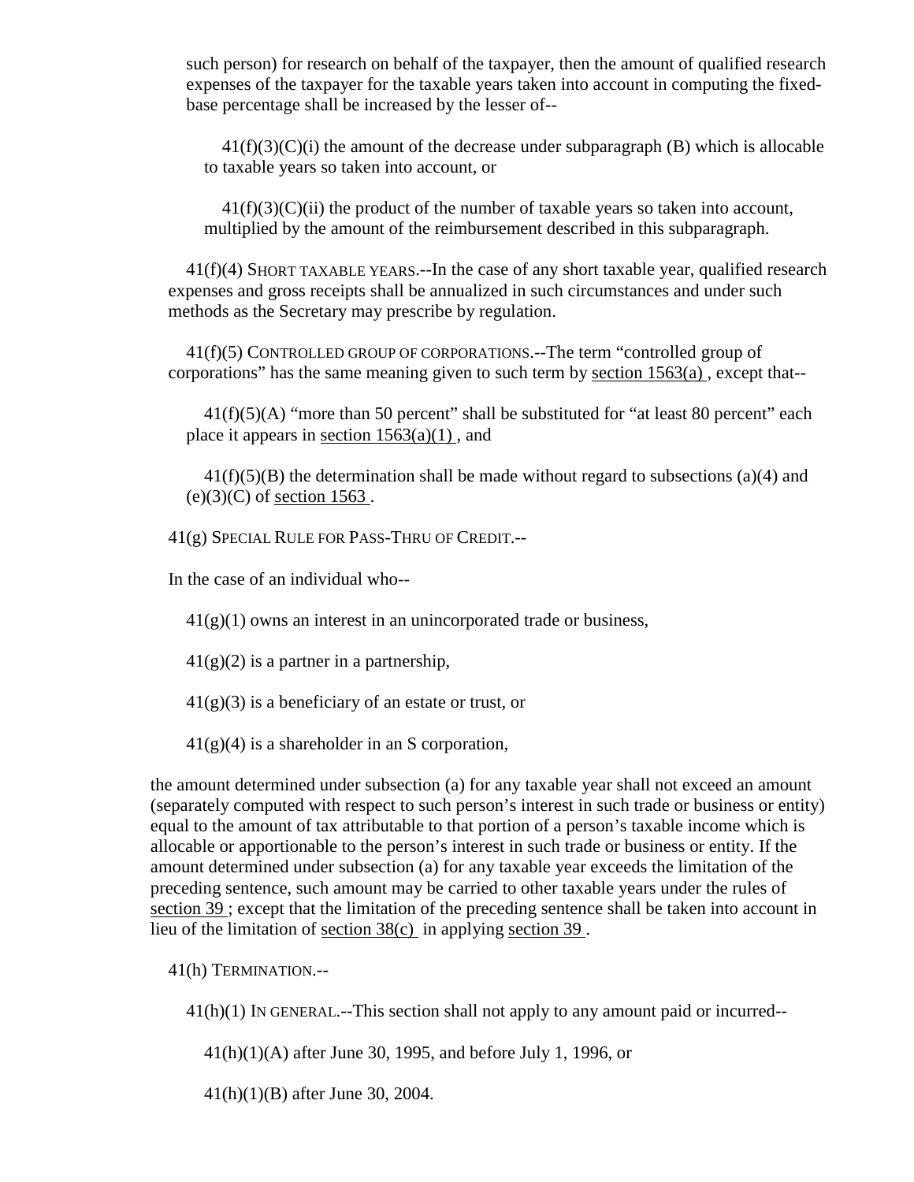such person) for research on behalf of the taxpayer, then the amount of qualified research expenses of the taxpayer for the taxable years taken into account in computing the fixed-base percentage shall be increased by the lesser of--

41(f)(3)(C)(i) the amount of the decrease under subparagraph (B) which is allocable to taxable years so taken into account, or

41(f)(3)(C)(ii) the product of the number of taxable years so taken into account, multiplied by the amount of the reimbursement described in this subparagraph.

41(f)(4) SHORT TAXABLE YEARS.--In the case of any short taxable year, qualified research expenses and gross receipts shall be annualized in such circumstances and under such methods as the Secretary may prescribe by regulation.

41(f)(5) CONTROLLED GROUP OF CORPORATIONS.--The term "controlled group of corporations" has the same meaning given to such term by section 1563(a) , except that--

41(f)(5)(A) "more than 50 percent" shall be substituted for "at least 80 percent" each place it appears in section 1563(a)(1) , and

41(f)(5)(B) the determination shall be made without regard to subsections (a)(4) and (e)(3)(C) of section 1563 .

41(g) SPECIAL RULE FOR PASS-THRU OF CREDIT.--

In the case of an individual who--

41(g)(1) owns an interest in an unincorporated trade or business,

41(g)(2) is a partner in a partnership,

41(g)(3) is a beneficiary of an estate or trust, or

41(g)(4) is a shareholder in an S corporation,

the amount determined under subsection (a) for any taxable year shall not exceed an amount (separately computed with respect to such person's interest in such trade or business or entity) equal to the amount of tax attributable to that portion of a person's taxable income which is allocable or apportionable to the person's interest in such trade or business or entity. If the amount determined under subsection (a) for any taxable year exceeds the limitation of the preceding sentence, such amount may be carried to other taxable years under the rules of section 39 ; except that the limitation of the preceding sentence shall be taken into account in lieu of the limitation of section 38(c) in applying section 39 .

41(h) TERMINATION.--

41(h)(1) IN GENERAL.--This section shall not apply to any amount paid or incurred--

41(h)(1)(A) after June 30, 1995, and before July 1, 1996, or

41(h)(1)(B) after June 30, 2004.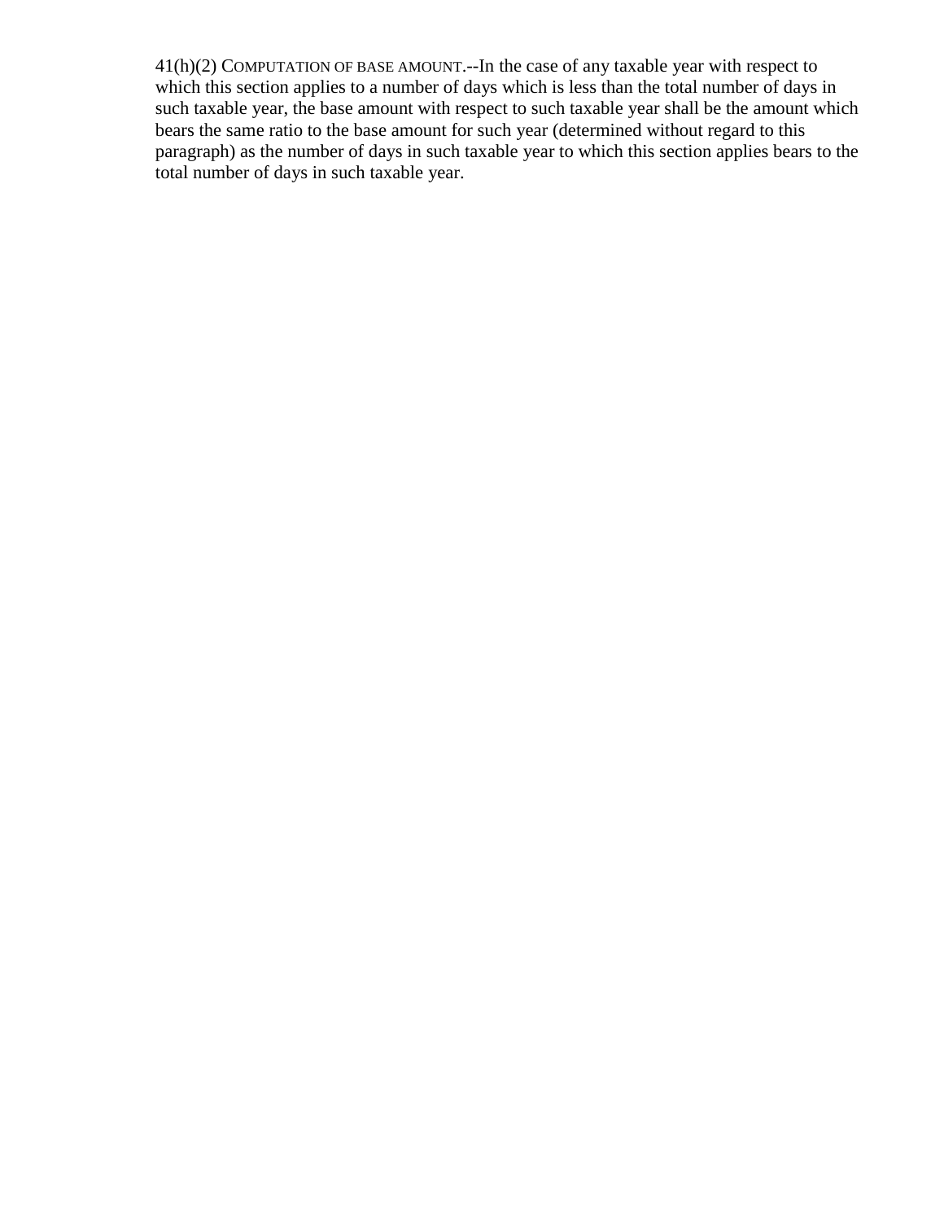41(h)(2) COMPUTATION OF BASE AMOUNT.--In the case of any taxable year with respect to which this section applies to a number of days which is less than the total number of days in such taxable year, the base amount with respect to such taxable year shall be the amount which bears the same ratio to the base amount for such year (determined without regard to this paragraph) as the number of days in such taxable year to which this section applies bears to the total number of days in such taxable year.